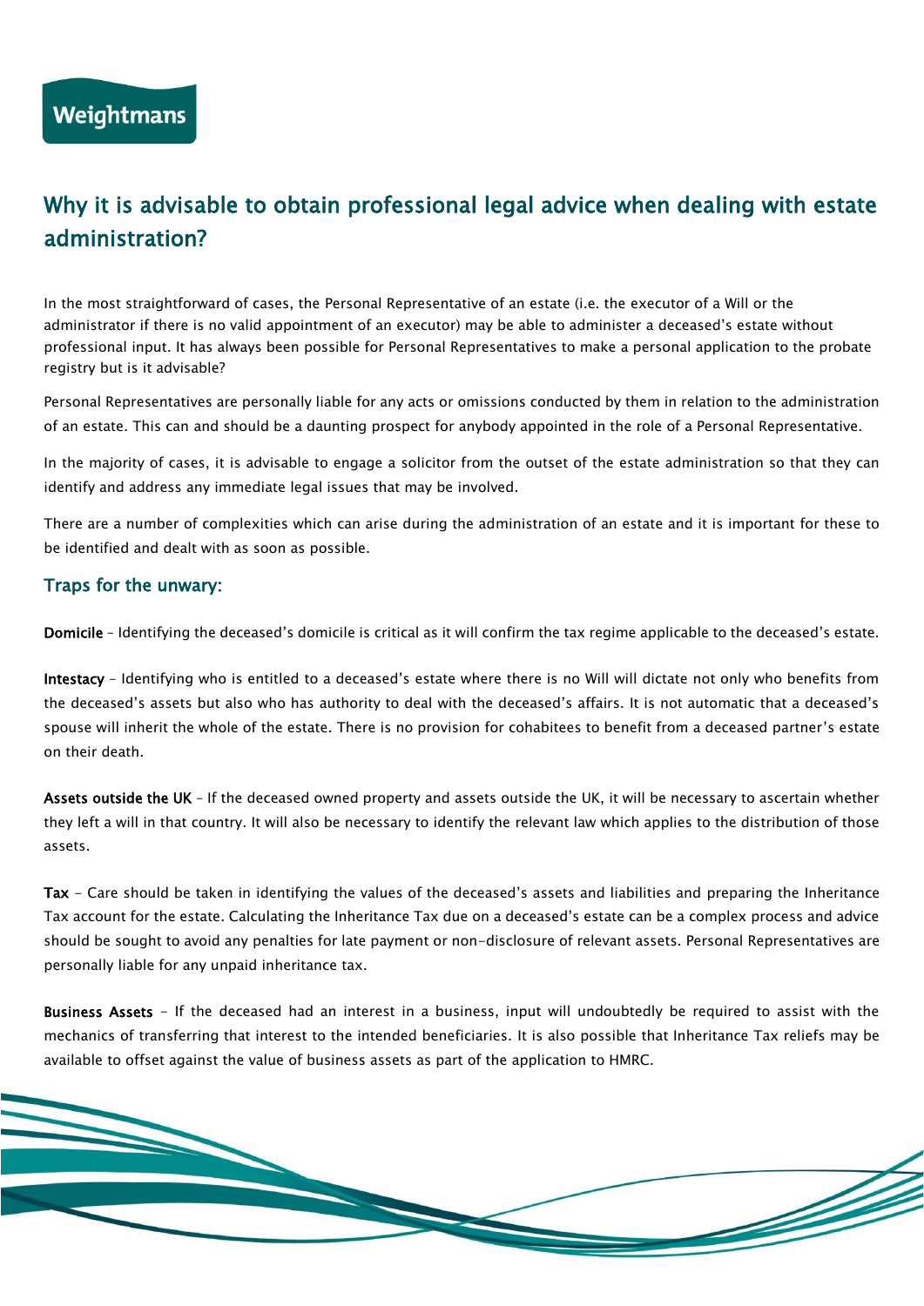Weightmans

# Why it is advisable to obtain professional legal advice when dealing with estate administration?

In the most straightforward of cases, the Personal Representative of an estate (i.e. the executor of a Will or the administrator if there is no valid appointment of an executor) may be able to administer a deceased's estate without professional input. It has always been possible for Personal Representatives to make a personal application to the probate registry but is it advisable?

Personal Representatives are personally liable for any acts or omissions conducted by them in relation to the administration of an estate. This can and should be a daunting prospect for anybody appointed in the role of a Personal Representative.

In the majority of cases, it is advisable to engage a solicitor from the outset of the estate administration so that they can identify and address any immediate legal issues that may be involved.

There are a number of complexities which can arise during the administration of an estate and it is important for these to be identified and dealt with as soon as possible.

## Traps for the unwary:

**Domicile** – Identifying the deceased's domicile is critical as it will confirm the tax regime applicable to the deceased's estate.

**Intestacy** – Identifying who is entitled to a deceased's estate where there is no Will will dictate not only who benefits from the deceased's assets but also who has authority to deal with the deceased's affairs. It is not automatic that a deceased's spouse will inherit the whole of the estate. There is no provision for cohabitees to benefit from a deceased partner's estate on their death.

**Assets outside the UK** – If the deceased owned property and assets outside the UK, it will be necessary to ascertain whether they left a will in that country. It will also be necessary to identify the relevant law which applies to the distribution of those assets.

**Tax** - Care should be taken in identifying the values of the deceased's assets and liabilities and preparing the Inheritance Tax account for the estate. Calculating the Inheritance Tax due on a deceased's estate can be a complex process and advice should be sought to avoid any penalties for late payment or non-disclosure of relevant assets. Personal Representatives are personally liable for any unpaid inheritance tax.

**Business Assets** - If the deceased had an interest in a business, input will undoubtedly be required to assist with the mechanics of transferring that interest to the intended beneficiaries. It is also possible that Inheritance Tax reliefs may be available to offset against the value of business assets as part of the application to HMRC.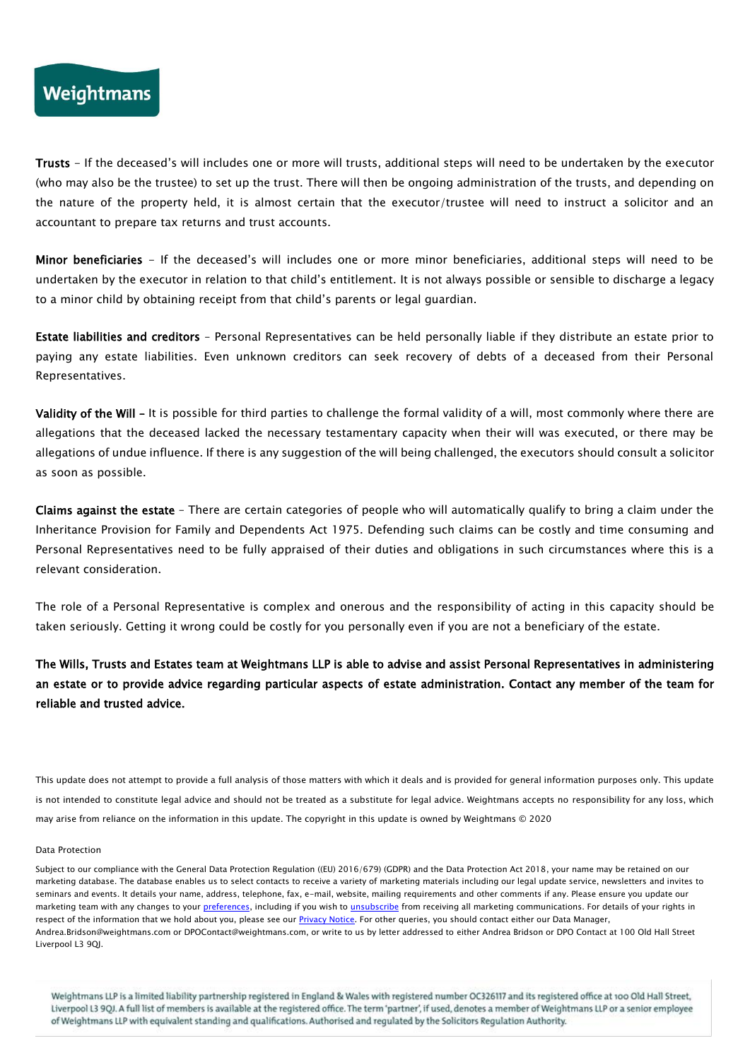**Trusts** - If the deceased's will includes one or more will trusts, additional steps will need to be undertaken by the executor (who may also be the trustee) to set up the trust. There will then be ongoing administration of the trusts, and depending on the nature of the property held, it is almost certain that the executor/trustee will need to instruct a solicitor and an accountant to prepare tax returns and trust accounts.

**Minor beneficiaries** - If the deceased's will includes one or more minor beneficiaries, additional steps will need to be undertaken by the executor in relation to that child's entitlement. It is not always possible or sensible to discharge a legacy to a minor child by obtaining receipt from that child's parents or legal guardian.

**Estate liabilities and creditors** - Personal Representatives can be held personally liable if they distribute an estate prior to paying any estate liabilities. Even unknown creditors can seek recovery of debts of a deceased from their Personal Representatives.

**Validity of the Will -** It is possible for third parties to challenge the formal validity of a will, most commonly where there are allegations that the deceased lacked the necessary testamentary capacity when their will was executed, or there may be allegations of undue influence. If there is any suggestion of the will being challenged, the executors should consult a solicitor as soon as possible.

**Claims against the estate** - There are certain categories of people who will automatically qualify to bring a claim under the Inheritance Provision for Family and Dependents Act 1975. Defending such claims can be costly and time consuming and Personal Representatives need to be fully appraised of their duties and obligations in such circumstances where this is a relevant consideration.

The role of a Personal Representative is complex and onerous and the responsibility of acting in this capacity should be taken seriously. Getting it wrong could be costly for you personally even if you are not a beneficiary of the estate.

**The Wills, Trusts and Estates team at Weightmans LLP is able to advise and assist Personal Representatives in administering an estate or to provide advice regarding particular aspects of estate administration. Contact any member of the team for reliable and trusted advice.**

This update does not attempt to provide a full analysis of those matters with which it deals and is provided for general information purposes only. This update is not intended to constitute legal advice and should not be treated as a substitute for legal advice. Weightmans accepts no responsibility for any loss, which may arise from reliance on the information in this update. The copyright in this update is owned by Weightmans © 2020

Data Protection

Subject to our compliance with the General Data Protection Regulation ((EU) 2016/679) (GDPR) and the Data Protection Act 2018, your name may be retained on our marketing database. The database enables us to select contacts to receive a variety of marketing materials including our legal update service, newsletters and invites to seminars and events. It details your name, address, telephone, fax, e-mail, website, mailing requirements and other comments if any. Please ensure you update our marketing team with any changes to your preferences, including if you wish to unsubscribe from receiving all marketing communications. For details of your rights in respect of the information that we hold about you, please see our Privacy Notice. For other queries, you should contact either our Data Manager, Andrea.Bridson@weightmans.com or DPOContact@weightmans.com, or write to us by letter addressed to either Andrea Bridson or DPO Contact at 100 Old Hall Street Liverpool L3 9QJ.

Weightmans LLP is a limited liability partnership registered in England & Wales with registered number OC326117 and its registered office at 100 Old Hall Street, Liverpool L3 9QJ. A full list of members is available at the registered office. The term 'partner', if used, denotes a member of Weightmans LLP or a senior employee of Weightmans LLP with equivalent standing and qualifications. Authorised and regulated by the Solicitors Regulation Authority.